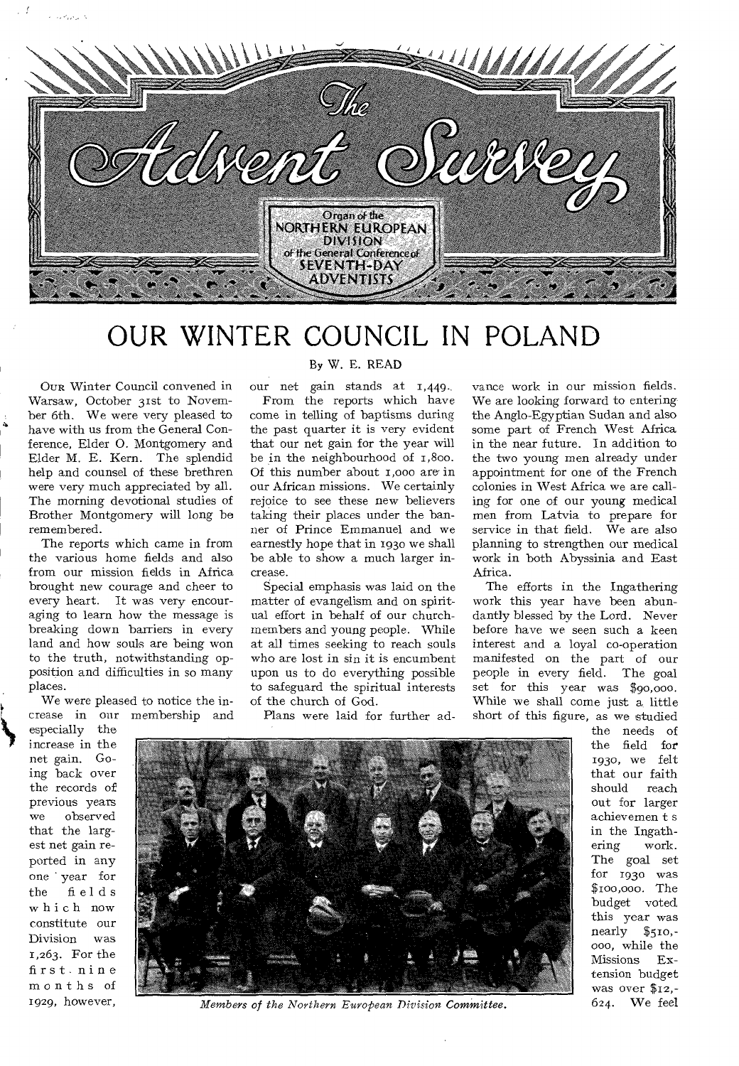# The Advent Survey

Organ of the NORTHERN EUROPEAN DIVISION of the General Conference of SEVENTH-DAY ADVENTISTS

# OUR WINTER COUNCIL IN POLAND

By W. E. READ

OUR Winter Council convened in Warsaw, October 31st to November 6th. We were very pleased to have with us from the General Conference, Elder O. Montgomery and Elder M. E. Kern. The splendid help and counsel of these brethren were very much appreciated by all. The morning devotional studies of Brother Montgomery will long be remembered.

The reports which came in from the various home fields and also from our mission fields in Africa brought new courage and cheer to every heart. It was very encouraging to learn how the message is breaking down barriers in every land and how souls are being won to the truth, notwithstanding opposition and difficulties in so many places.

We were pleased to notice the increase in our membership and especially the increase in the net gain. Going back over the records of previous years we observed that the largest net gain reported in any one year for the fields which now constitute our Division was 1,263. For the first nine months of 1929, however, our net gain stands at 1,449.

From the reports which have come in telling of baptisms during the past quarter it is very evident that our net gain for the year will be in the neighbourhood of 1,800. Of this number about 1,000 are in our African missions. We certainly rejoice to see these new believers taking their places under the banner of Prince Emmanuel and we earnestly hope that in 1930 we shall be able to show a much larger increase.

Special emphasis was laid on the matter of evangelism and on spiritual effort in behalf of our churchmembers and young people. While at all times seeking to reach souls who are lost in sin it is encumbent upon us to do everything possible to safeguard the spiritual interests of the church of God.

Plans were laid for further advance work in our mission fields. We are looking forward to entering the Anglo-Egyptian Sudan and also some part of French West Africa in the near future. In addition to the two young men already under appointment for one of the French colonies in West Africa we are calling for one of our young medical men from Latvia to prepare for service in that field. We are also planning to strengthen our medical work in both Abyssinia and East Africa.

The efforts in the Ingathering work this year have been abundantly blessed by the Lord. Never before have we seen such a keen interest and a loyal co-operation manifested on the part of our people in every field. The goal set for this year was $90,000. While we shall come just a little short of this figure, as we studied the needs of the field for 1930, we felt that our faith should reach out for larger achievements in the Ingathering work. The goal set for 1930 was $100,000. The budget voted this year was nearly $510,000, while the Missions Extension budget was over $12,624. We feel

*Members of the Northern European Division Committee.*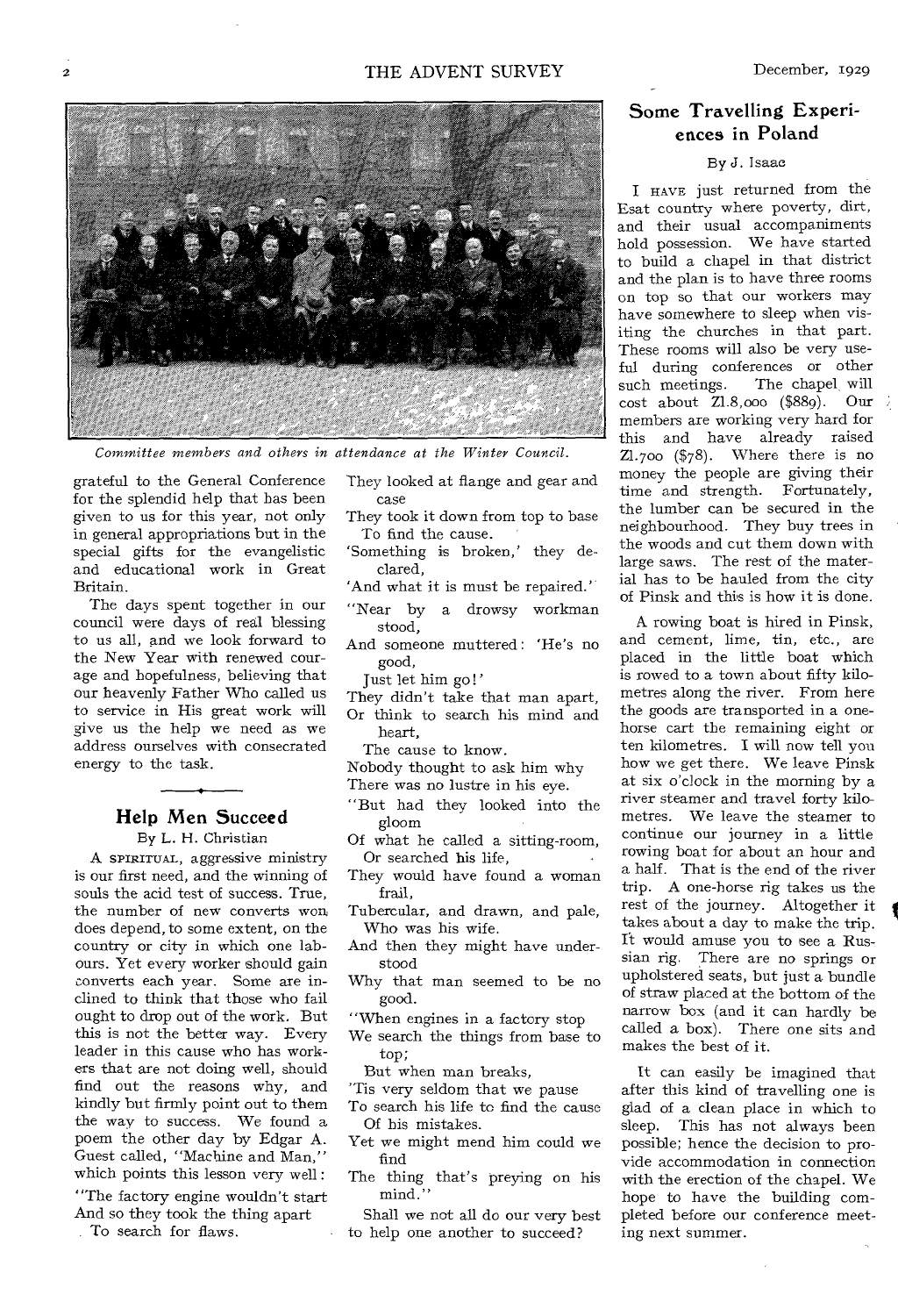*Committee members and others in attendance at the Winter Council.*

grateful to the General Conference for the splendid help that has been given to us for this year, not only in general appropriations but in the special gifts for the evangelistic and educational work in Great Britain.

The days spent together in our council were days of real blessing to us all, and we look forward to the New Year with renewed courage and hopefulness, believing that our heavenly Father Who called us to service in His great work will give us the help we need as we address ourselves with consecrated energy to the task.

## Help Men Succeed

By L. H. Christian

A SPIRITUAL, aggressive ministry is our first need, and the winning of souls the acid test of success. True, the number of new converts won does depend, to some extent, on the country or city in which one labours. Yet every worker should gain converts each year. Some are inclined to think that those who fail ought to drop out of the work. But this is not the better way. Every leader in this cause who has workers that are not doing well, should find out the reasons why, and kindly but firmly point out to them the way to success. We found a poem the other day by Edgar A. Guest called, "Machine and Man," which points this lesson very well:

"The factory engine wouldn't start
And so they took the thing apart
To search for flaws.
They looked at flange and gear and case
They took it down from top to base
To find the cause.
'Something is broken,' they declared,
'And what it is must be repaired.'

"Near by a drowsy workman stood,
And someone muttered: 'He's no good,
Just let him go!'
They didn't take that man apart,
Or think to search his mind and heart,
The cause to know.
Nobody thought to ask him why
There was no lustre in his eye.

"But had they looked into the gloom
Of what he called a sitting-room,
Or searched his life,
They would have found a woman frail,
Tubercular, and drawn, and pale,
Who was his wife.
And then they might have understood
Why that man seemed to be no good.

"When engines in a factory stop
We search the things from base to top;
But when man breaks,
'Tis very seldom that we pause
To search his life to find the cause
Of his mistakes.
Yet we might mend him could we find
The thing that's preying on his mind."

Shall we not all do our very best to help one another to succeed?

## Some Travelling Experiences in Poland

By J. Isaac

I HAVE just returned from the Esat country where poverty, dirt, and their usual accompaniments hold possession. We have started to build a chapel in that district and the plan is to have three rooms on top so that our workers may have somewhere to sleep when visiting the churches in that part. These rooms will also be very useful during conferences or other such meetings. The chapel will cost about Zl.8,000 ($889). Our members are working very hard for this and have already raised Zl.700 ($78). Where there is no money the people are giving their time and strength. Fortunately, the lumber can be secured in the neighbourhood. They buy trees in the woods and cut them down with large saws. The rest of the material has to be hauled from the city of Pinsk and this is how it is done.

A rowing boat is hired in Pinsk, and cement, lime, tin, etc., are placed in the little boat which is rowed to a town about fifty kilometres along the river. From here the goods are transported in a one-horse cart the remaining eight or ten kilometres. I will now tell you how we get there. We leave Pinsk at six o'clock in the morning by a river steamer and travel forty kilometres. We leave the steamer to continue our journey in a little rowing boat for about an hour and a half. That is the end of the river trip. A one-horse rig takes us the rest of the journey. Altogether it takes about a day to make the trip. It would amuse you to see a Russian rig. There are no springs or upholstered seats, but just a bundle of straw placed at the bottom of the narrow box (and it can hardly be called a box). There one sits and makes the best of it.

It can easily be imagined that after this kind of travelling one is glad of a clean place in which to sleep. This has not always been possible; hence the decision to provide accommodation in connection with the erection of the chapel. We hope to have the building completed before our conference meeting next summer.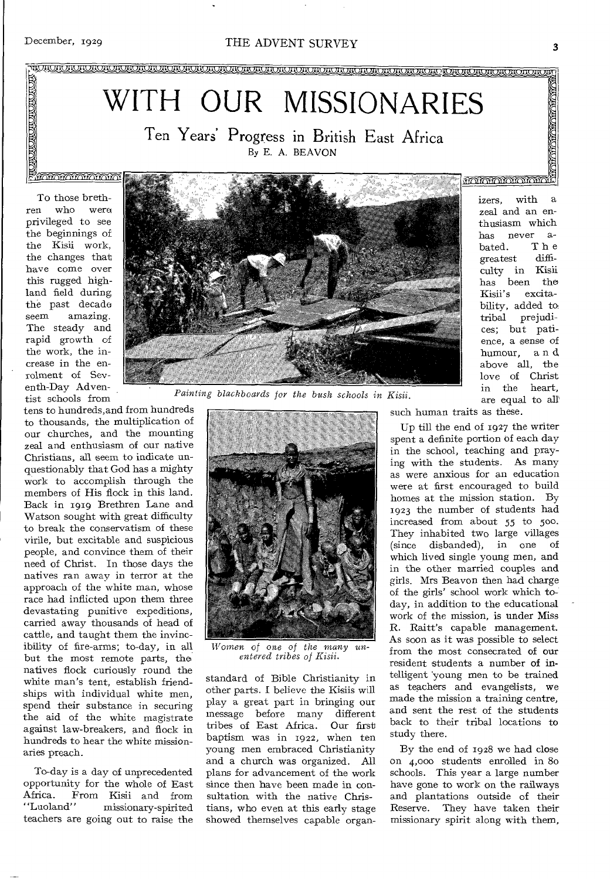# WITH OUR MISSIONARIES

## Ten Years' Progress in British East Africa

By E. A. BEAVON

To those brethren who were privileged to see the beginnings of the Kisii work, the changes that have come over this rugged highland field during the past decade seem amazing. The steady and rapid growth of the work, the increase in the enrolment of Seventh-Day Adventist schools from tens to hundreds, and from hundreds to thousands, the multiplication of our churches, and the mounting zeal and enthusiasm of our native Christians, all seem to indicate unquestionably that God has a mighty work to accomplish through the members of His flock in this land. Back in 1919 Brethren Lane and Watson sought with great difficulty to break the conservatism of these virile, but excitable and suspicious people, and convince them of their need of Christ. In those days the natives ran away in terror at the approach of the white man, whose race had inflicted upon them three devastating punitive expeditions, carried away thousands of head of cattle, and taught them the invincibility of fire-arms; to-day, in all but the most remote parts, the natives flock curiously round the white man's tent, establish friendships with individual white men, spend their substance in securing the aid of the white magistrate against law-breakers, and flock in hundreds to hear the white missionaries preach.

*Painting blackboards for the bush schools in Kisii.*

To-day is a day of unprecedented opportunity for the whole of East Africa. From Kisii and from "Luoland" missionary-spirited teachers are going out to raise the standard of Bible Christianity in other parts. I believe the Kisiis will play a great part in bringing our message before many different tribes of East Africa. Our first baptism was in 1922, when ten young men embraced Christianity and a church was organized. All plans for advancement of the work since then have been made in consultation with the native Christians, who even at this early stage showed themselves capable organizers, with a zeal and an enthusiasm which has never abated. The greatest difficulty in Kisii has been the Kisii's excitability, added to tribal prejudices; but patience, a sense of humour, and above all, the love of Christ in the heart, are equal to all such human traits as these.

*Women of one of the many unentered tribes of Kisii.*

Up till the end of 1927 the writer spent a definite portion of each day in the school, teaching and praying with the students. As many as were anxious for an education were at first encouraged to build homes at the mission station. By 1923 the number of students had increased from about 55 to 500. They inhabited two large villages (since disbanded), in one of which lived single young men, and in the other married couples and girls. Mrs Beavon then had charge of the girls' school work which to-day, in addition to the educational work of the mission, is under Miss R. Raitt's capable management. As soon as it was possible to select from the most consecrated of our resident students a number of intelligent young men to be trained as teachers and evangelists, we made the mission a training centre, and sent the rest of the students back to their tribal locations to study there.

By the end of 1928 we had close on 4,000 students enrolled in 80 schools. This year a large number have gone to work on the railways and plantations outside of their Reserve. They have taken their missionary spirit along with them,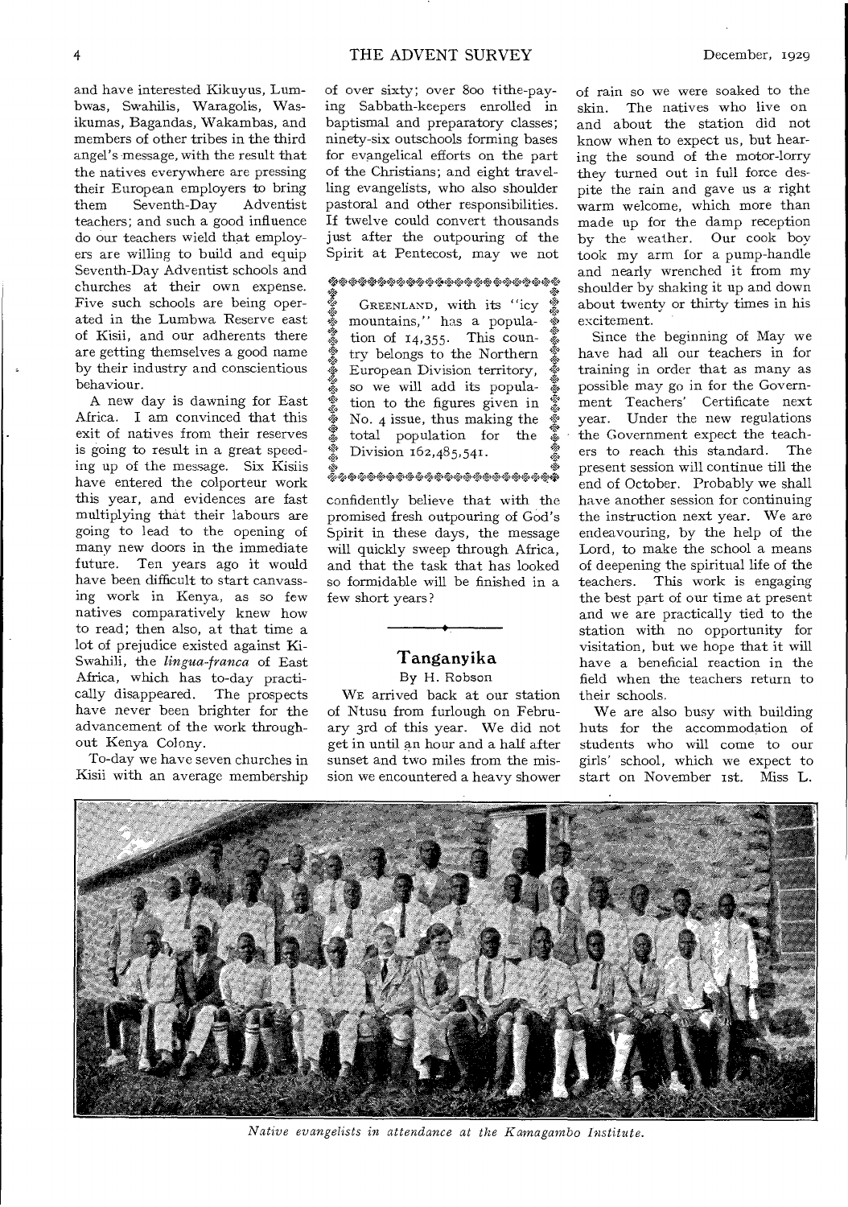and have interested Kikuyus, Lumbwas, Swahilis, Waragolis, Wasikumas, Bagandas, Wakambas, and members of other tribes in the third angel's message, with the result that the natives everywhere are pressing their European employers to bring them Seventh-Day Adventist teachers; and such a good influence do our teachers wield that employers are willing to build and equip Seventh-Day Adventist schools and churches at their own expense. Five such schools are being operated in the Lumbwa Reserve east of Kisii, and our adherents there are getting themselves a good name by their industry and conscientious behaviour.

A new day is dawning for East Africa. I am convinced that this exit of natives from their reserves is going to result in a great speeding up of the message. Six Kisiis have entered the colporteur work this year, and evidences are fast multiplying that their labours are going to lead to the opening of many new doors in the immediate future. Ten years ago it would have been difficult to start canvassing work in Kenya, as so few natives comparatively knew how to read; then also, at that time a lot of prejudice existed against Ki-Swahili, the *lingua-franca* of East Africa, which has to-day practically disappeared. The prospects have never been brighter for the advancement of the work throughout Kenya Colony.

To-day we have seven churches in Kisii with an average membership of over sixty; over 800 tithe-paying Sabbath-keepers enrolled in baptismal and preparatory classes; ninety-six outschools forming bases for evangelical efforts on the part of the Christians; and eight travelling evangelists, who also shoulder pastoral and other responsibilities. If twelve could convert thousands just after the outpouring of the Spirit at Pentecost, may we not confidently believe that with the promised fresh outpouring of God's Spirit in these days, the message will quickly sweep through Africa, and that the task that has looked so formidable will be finished in a few short years?

> GREENLAND, with its "icy mountains," has a population of 14,355. This country belongs to the Northern European Division territory, so we will add its population to the figures given in No. 4 issue, thus making the total population for the Division 162,485,541.

## Tanganyika

By H. Robson

WE arrived back at our station of Ntusu from furlough on February 3rd of this year. We did not get in until an hour and a half after sunset and two miles from the mission we encountered a heavy shower of rain so we were soaked to the skin. The natives who live on and about the station did not know when to expect us, but hearing the sound of the motor-lorry they turned out in full force despite the rain and gave us a right warm welcome, which more than made up for the damp reception by the weather. Our cook boy took my arm for a pump-handle and nearly wrenched it from my shoulder by shaking it up and down about twenty or thirty times in his excitement.

Since the beginning of May we have had all our teachers in for training in order that as many as possible may go in for the Government Teachers' Certificate next year. Under the new regulations the Government expect the teachers to reach this standard. The present session will continue till the end of October. Probably we shall have another session for continuing the instruction next year. We are endeavouring, by the help of the Lord, to make the school a means of deepening the spiritual life of the teachers. This work is engaging the best part of our time at present and we are practically tied to the station with no opportunity for visitation, but we hope that it will have a beneficial reaction in the field when the teachers return to their schools.

We are also busy with building huts for the accommodation of students who will come to our girls' school, which we expect to start on November 1st. Miss L.

*Native evangelists in attendance at the Kamagambo Institute.*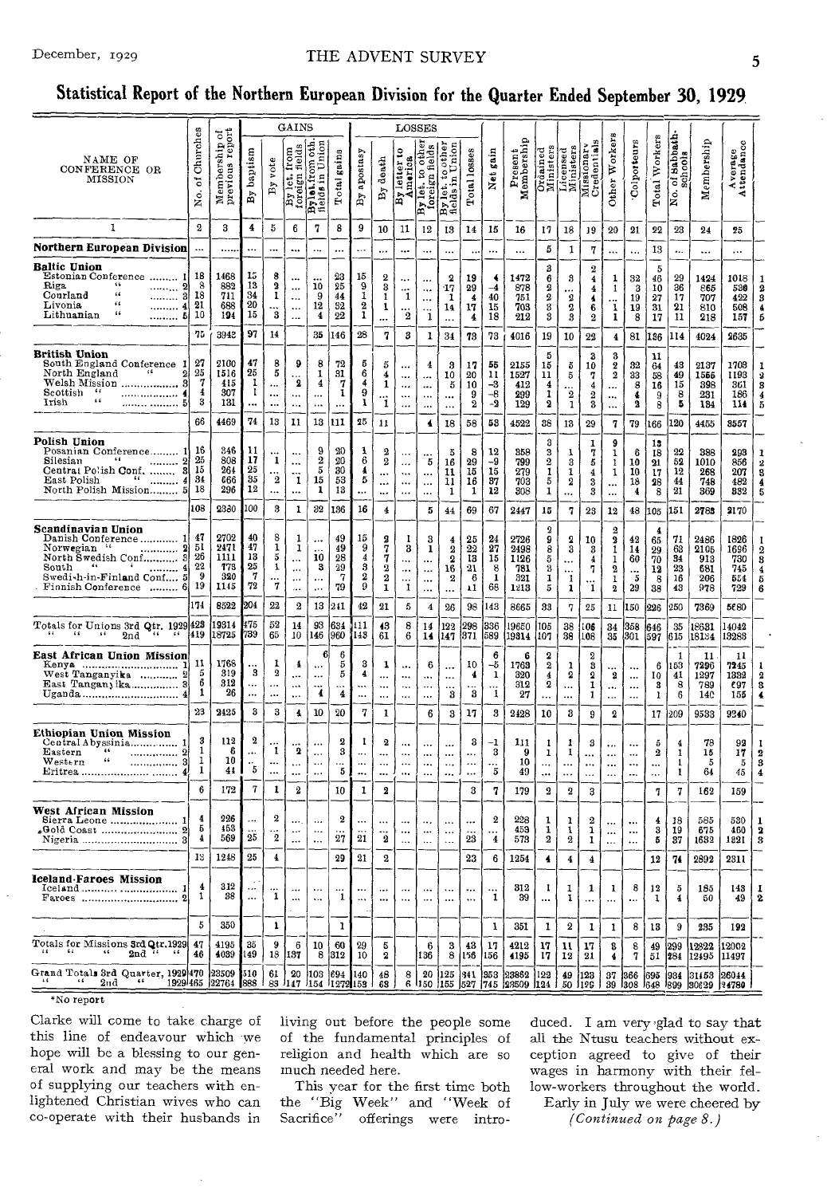# Statistical Report of the Northern European Division for the Quarter Ended September 30, 1929

| NAME OF CONFERENCE OR MISSION | No. of Churches | Membership of previous report | GAINS: By baptism | GAINS: By vote | GAINS: By let. from foreign fields | GAINS: By let. from oth. fields in Union | GAINS: Total gains | LOSSES: By apostasy | LOSSES: By death | LOSSES: By letter to America | LOSSES: By let. to other foreign fields | LOSSES: By let. to other fields in Union | LOSSES: Total losses | Net gain | Present Membership | Ordained Ministers | Licensed Ministers | Missionary Credentials | Other Workers | Colporteurs | Total Workers | No. of Sabbath-schools | Membership | Average Attendance |
|---|---|---|---|---|---|---|---|---|---|---|---|---|---|---|---|---|---|---|---|---|---|---|---|---|
| 1 | 2 | 3 | 4 | 5 | 6 | 7 | 8 | 9 | 10 | 11 | 12 | 13 | 14 | 15 | 16 | 17 | 18 | 19 | 20 | 21 | 22 | 23 | 24 | 25 |
| **Northern European Division** | ... | ...... | ... | ... | ... | ... | ... | ... | ... | ... | ... | ... | ... | ... | ... | 5 | 1 | 7 | ... | ... | 13 | ... | ... | ... |
| **Baltic Union** | | | | | | | | | | | | | | | | 3 | | 2 | | | 5 | | | |
| Estonian Conference 1 | 18 | 1468 | 15 | 8 | ... | ... | 23 | 15 | 2 | ... | ... | 2 | 19 | 4 | 1472 | 6 | 3 | 4 | 1 | 32 | 46 | 29 | 1424 | 1018 |
| Riga 2 | 8 | 882 | 13 | 2 | ... | 10 | 25 | 9 | 3 | ... | ... | 17 | 29 | -4 | 878 | 2 | ... | 4 | 1 | 3 | 10 | 36 | 865 | 536 |
| Courland 3 | 18 | 711 | 34 | 1 | ... | 9 | 44 | 1 | 1 | 1 | ... | 1 | 4 | 40 | 751 | 2 | 2 | 4 | ... | 19 | 27 | 17 | 707 | 422 |
| Livonia 4 | 21 | 688 | 20 | ... | ... | 12 | 32 | 2 | 1 | ... | ... | 14 | 17 | 15 | 703 | 3 | 2 | 6 | 1 | 19 | 31 | 21 | 810 | 508 |
| Lithuanian 5 | 10 | 194 | 15 | 3 | ... | 4 | 22 | 1 | ... | 2 | 1 | ... | 4 | 18 | 212 | 3 | 3 | 2 | 1 | 8 | 17 | 11 | 218 | 157 |
| | 75 | 3942 | 97 | 14 | ... | 35 | 146 | 28 | 7 | 3 | 1 | 34 | 73 | 73 | 4016 | 19 | 10 | 22 | 4 | 81 | 136 | 114 | 4024 | 2635 |
| **British Union** | | | | | | | | | | | | | | | | 5 | | 3 | 3 | | 11 | | | |
| South England Conference 1 | 27 | 2100 | 47 | 8 | 9 | 8 | 72 | 5 | 5 | ... | 4 | 3 | 17 | 55 | 2155 | 15 | 5 | 10 | 2 | 32 | 64 | 43 | 2137 | 1703 |
| North England 2 | 25 | 1516 | 25 | 5 | ... | 1 | 31 | 6 | 4 | ... | ... | 10 | 20 | 11 | 1527 | 11 | 5 | 7 | 2 | 33 | 58 | 49 | 1556 | 1193 |
| Welsh Mission 3 | 7 | 415 | 1 | ... | 2 | 4 | 7 | 4 | 1 | ... | ... | 5 | 10 | -3 | 412 | 4 | ... | 4 | ... | 8 | 16 | 15 | 398 | 361 |
| Scottish 4 | 4 | 307 | 1 | ... | ... | ... | 1 | 9 | ... | ... | ... | ... | 9 | -8 | 299 | 1 | 2 | 2 | ... | 4 | 9 | 8 | 231 | 186 |
| Irish 5 | 3 | 131 | ... | ... | ... | ... | ... | 1 | 1 | ... | ... | ... | 2 | -2 | 129 | 2 | 1 | 3 | ... | 2 | 8 | 5 | 184 | 114 |
| | 66 | 4469 | 74 | 13 | 11 | 13 | 111 | 25 | 11 | ... | 4 | 18 | 58 | 53 | 4522 | 38 | 13 | 29 | 7 | 79 | 166 | 120 | 4455 | 3557 |
| **Polish Union** | | | | | | | | | | | | | | | | 3 | | 1 | 9 | | 13 | | | |
| Posanian Conference 1 | 16 | 346 | 11 | ... | ... | 9 | 20 | 1 | 2 | ... | ... | 5 | 8 | 12 | 358 | 3 | 1 | 7 | 1 | 6 | 18 | 22 | 388 | 293 |
| Silesian 2 | 25 | 808 | 17 | 1 | ... | 2 | 20 | 6 | 2 | ... | 5 | 16 | 29 | -9 | 799 | 3 | 3 | 5 | 1 | 10 | 21 | 52 | 1010 | 856 |
| Central Polish Conf. 3 | 15 | 264 | 25 | ... | ... | 5 | 30 | 4 | ... | ... | ... | 11 | 15 | 15 | 279 | 1 | 1 | 1 | 1 | 10 | 17 | 12 | 268 | 207 |
| East Polish 4 | 34 | 666 | 35 | 2 | 1 | 15 | 53 | 5 | ... | ... | ... | 11 | 16 | 37 | 703 | 5 | 2 | 3 | ... | 18 | 28 | 44 | 748 | 482 |
| North Polish Mission 5 | 18 | 296 | 12 | ... | ... | 1 | 13 | ... | ... | ... | ... | 1 | 1 | 12 | 308 | 1 | ... | 3 | ... | 4 | 8 | 21 | 369 | 332 |
| | 108 | 2380 | 100 | 3 | 1 | 32 | 136 | 16 | 4 | ... | 5 | 44 | 69 | 67 | 2447 | 15 | 7 | 23 | 12 | 48 | 105 | 151 | 2783 | 2170 |
| **Scandinavian Union** | | | | | | | | | | | | | | | | 2 | | | 2 | | 4 | | | |
| Danish Conference 1 | 47 | 2702 | 40 | 8 | 1 | ... | 49 | 15 | 2 | 1 | 3 | 4 | 25 | 24 | 2726 | 9 | 2 | 10 | 2 | 42 | 65 | 71 | 2486 | 1826 |
| Norwegian 2 | 51 | 2471 | 47 | 1 | 1 | ... | 49 | 9 | 7 | 3 | 1 | 2 | 22 | 27 | 2498 | 8 | 3 | 3 | 1 | 14 | 29 | 63 | 2105 | 1696 |
| North Swedish Conf. 3 | 25 | 1111 | 13 | 5 | ... | 10 | 28 | 4 | 7 | ... | ... | 2 | 13 | 15 | 1126 | 5 | ... | 4 | 1 | 60 | 70 | 34 | 913 | 730 |
| South 4 | 22 | 773 | 25 | 1 | ... | 3 | 29 | 3 | 2 | ... | ... | 16 | 21 | 8 | 781 | 3 | ... | 7 | 2 | ... | 13 | 23 | 681 | 745 |
| Swedish-in-Finland Conf. 5 | 9 | 320 | 7 | ... | ... | ... | 7 | 2 | 2 | ... | ... | 2 | 6 | 1 | 321 | 1 | 1 | ... | 1 | 5 | 8 | 16 | 206 | 554 |
| Finnish Conference 6 | 19 | 1145 | 72 | 7 | ... | ... | 79 | 9 | 1 | 1 | ... | ... | 11 | 68 | 1213 | 5 | 1 | 1 | 2 | 29 | 38 | 43 | 978 | 729 |
| | 174 | 8522 | 204 | 22 | 2 | 13 | 241 | 42 | 21 | 5 | 4 | 26 | 98 | 143 | 8665 | 33 | 7 | 25 | 11 | 150 | 226 | 250 | 7369 | 5680 |
| Totals for Unions 3rd Qtr. 1929 | 423 | 19314 | 475 | 52 | 14 | 93 | 634 | 111 | 43 | 8 | 14 | 122 | 298 | 336 | 19650 | 105 | 38 | 106 | 34 | 358 | 646 | 635 | 18631 | 14042 |
| " " " 2nd " " | 419 | 18725 | 739 | 65 | 10 | 146 | 960 | 143 | 61 | 6 | 14 | 147 | 371 | 589 | 19314 | 107 | 38 | 106 | 35 | 301 | 597 | 615 | 18134 | 13288 |
| **East African Union Mission** | | | | | | 6 | 6 | | | | | | | 6 | 6 | 2 | | 2 | | | | 1 | 11 | 11 |
| Kenya 1 | 11 | 1768 | ... | 1 | 4 | ... | 5 | 3 | 1 | ... | 6 | ... | 10 | -5 | 1763 | 2 | 1 | 3 | ... | ... | 6 | 153 | 7296 | 7245 |
| West Tanganyika 2 | 5 | 319 | 3 | 2 | ... | ... | 5 | 4 | ... | ... | ... | ... | 4 | 1 | 320 | 4 | 2 | 2 | 2 | ... | 10 | 41 | 1297 | 1382 |
| East Tanganyika 3 | 6 | 312 | ... | ... | ... | ... | ... | ... | ... | ... | ... | ... | ... | ... | 312 | 2 | ... | 1 | ... | ... | 3 | 8 | 789 | 697 |
| Uganda 4 | 1 | 26 | ... | ... | ... | 4 | 4 | ... | ... | ... | ... | 3 | 3 | 1 | 27 | ... | ... | 1 | ... | ... | 1 | 6 | 140 | 155 |
| | 23 | 2425 | 3 | 3 | 4 | 10 | 20 | 7 | 1 | ... | 6 | 3 | 17 | 3 | 2428 | 10 | 3 | 9 | 2 | ... | 17 | 209 | 9533 | 9240 |
| **Ethiopian Union Mission** | | | | | | | | | | | | | | | | | | | | | | | | |
| Central Abyssinia 1 | 3 | 112 | 2 | ... | ... | ... | 2 | 1 | 2 | ... | ... | ... | 3 | -1 | 111 | 1 | 1 | 3 | ... | ... | 5 | 4 | 78 | 92 |
| Eastern 2 | 1 | 6 | ... | 1 | 2 | ... | 3 | ... | ... | ... | ... | ... | ... | 3 | 9 | 1 | 1 | ... | ... | ... | 2 | 1 | 15 | 17 |
| Western 3 | 1 | 10 | ... | ... | ... | ... | ... | ... | ... | ... | ... | ... | ... | ... | 10 | ... | ... | ... | ... | ... | ... | 1 | 5 | 5 |
| Eritrea 4 | 1 | 44 | 5 | ... | ... | ... | 5 | ... | ... | ... | ... | ... | ... | 5 | 49 | ... | ... | ... | ... | ... | ... | 1 | 64 | 45 |
| | 6 | 172 | 7 | 1 | 2 | ... | 10 | 1 | 2 | ... | ... | ... | 3 | 7 | 179 | 2 | 2 | 3 | ... | ... | 7 | 7 | 162 | 159 |
| **West African Mission** | | | | | | | | | | | | | | | | | | | | | | | | |
| Sierra Leone 1 | 4 | 226 | ... | 2 | ... | ... | 2 | ... | ... | ... | ... | ... | ... | 2 | 228 | 1 | 1 | 2 | ... | ... | 4 | 18 | 585 | 530 |
| *Gold Coast 2 | 5 | 453 | ... | ... | ... | ... | ... | ... | ... | ... | ... | ... | ... | ... | 453 | 1 | 1 | 1 | ... | ... | 3 | 19 | 675 | 460 |
| Nigeria 3 | 4 | 569 | 25 | 2 | ... | ... | 27 | 21 | 2 | ... | ... | ... | 23 | 4 | 573 | 2 | 2 | 1 | ... | ... | 5 | 37 | 1632 | 1321 |
| | 13 | 1248 | 25 | 4 | ... | ... | 29 | 21 | 2 | ... | ... | ... | 23 | 6 | 1254 | 4 | 4 | 4 | ... | ... | 12 | 74 | 2892 | 2311 |
| **Iceland-Faroes Mission** | | | | | | | | | | | | | | | | | | | | | | | | |
| Iceland 1 | 4 | 312 | ... | ... | ... | ... | ... | ... | ... | ... | ... | ... | ... | ... | 312 | 1 | 1 | 1 | 1 | 8 | 12 | 5 | 185 | 143 |
| Faroes 2 | 1 | 38 | ... | 1 | ... | ... | 1 | ... | ... | ... | ... | ... | ... | 1 | 39 | ... | 1 | ... | ... | ... | 1 | 4 | 50 | 49 |
| | 5 | 350 | ... | 1 | ... | ... | 1 | ... | ... | ... | ... | ... | ... | 1 | 351 | 1 | 2 | 1 | 1 | 8 | 13 | 9 | 235 | 192 |
| Totals for Missions 3rd Qtr. 1929 | 47 | 4195 | 35 | 9 | 6 | 10 | 60 | 29 | 5 | ... | 6 | 3 | 43 | 17 | 4212 | 17 | 11 | 17 | 3 | 8 | 49 | 299 | 12822 | 12002 |
| " " " 2nd " " | 46 | 4039 | 149 | 18 | 137 | 8 | 312 | 10 | 2 | ... | 136 | 8 | 156 | 156 | 4195 | 17 | 12 | 21 | 4 | 7 | 51 | 284 | 12495 | 11497 |
| Grand Totals 3rd Quarter, 1929 | 470 | 23509 | 510 | 61 | 20 | 103 | 694 | 140 | 48 | 8 | 20 | 125 | 341 | 353 | 23862 | 122 | 49 | 123 | 37 | 366 | 695 | 934 | 31453 | 26044 |
| " " 2nd " 1929 | 465 | 22764 | 888 | 83 | 147 | 154 | 1272 | 153 | 63 | 6 | 150 | 155 | 527 | 745 | 23509 | 124 | 50 | 129 | 39 | 308 | 648 | 899 | 30629 | 24780 |

*No report

Clarke will come to take charge of this line of endeavour which we hope will be a blessing to our general work and may be the means of supplying our teachers with enlightened Christian wives who can co-operate with their husbands in living out before the people some of the fundamental principles of religion and health which are so much needed here.

This year for the first time both the "Big Week" and "Week of Sacrifice" offerings were introduced. I am very glad to say that all the Ntusu teachers without exception agreed to give of their wages in harmony with their fellow-workers throughout the world.

Early in July we were cheered by

*(Continued on page 8.)*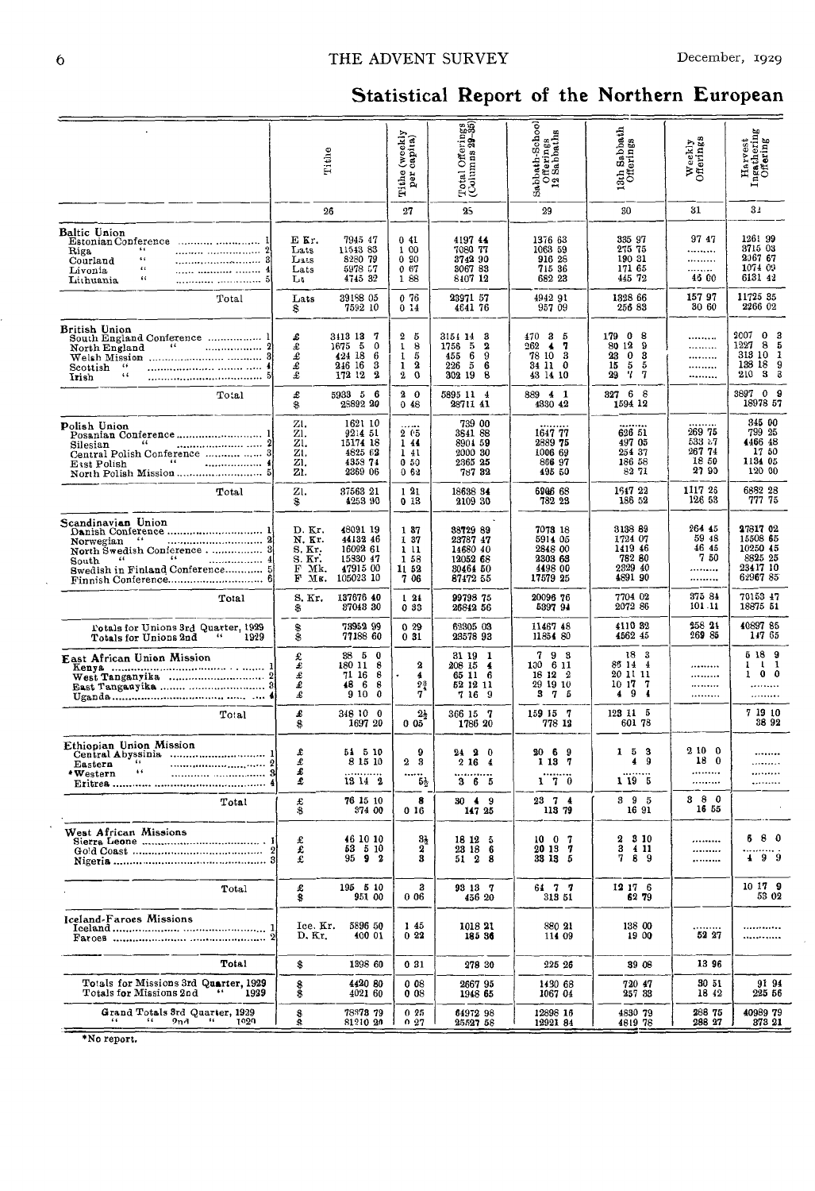## Statistical Report of the Northern European

| | Tithe | | Tithe (weekly per capita) | Total Offerings (Columns 29-35) | Sabbath-School Offerings 12 Sabbaths | 13th Sabbath Offerings | Weekly Offerings | Harvest Ingathering Offering |
|---|---|---|---|---|---|---|---|---|
| | 26 | | 27 | 28 | 29 | 30 | 31 | 32 |
| **Baltic Union** | | | | | | | | |
| Estonian Conference ... 1 | E Kr. | 7945 47 | 0 41 | 4197 44 | 1376 63 | 335 97 | 97 47 | 1261 99 |
| Riga " ... 2 | Lats | 11543 83 | 1 00 | 7080 77 | 1063 59 | 275 75 | ......... | 3715 03 |
| Courland " ... 3 | Lats | 8280 79 | 0 90 | 3742 90 | 916 28 | 190 31 | ......... | 2067 67 |
| Livonia " ... 4 | Lats | 5978 57 | 0 67 | 3067 83 | 715 36 | 171 65 | ......... | 1074 09 |
| Lithuania " ... 5 | Lt | 4745 32 | 1 88 | 8407 12 | 682 23 | 445 72 | 45 00 | 6131 42 |
| Total | Lats | 39188 05 | 0 76 | 23971 57 | 4942 91 | 1328 66 | 157 97 | 11725 85 |
| | $ | 7592 10 | 0 14 | 4641 76 | 957 09 | 256 83 | 30 60 | 2266 02 |
| **British Union** | | | | | | | | |
| South England Conference ... 1 | £ | 3113 13 7 | 2 5 | 3151 14 3 | 470 3 5 | 179 0 8 | ......... | 2007 0 3 |
| North England " ... 2 | £ | 1675 5 0 | 1 8 | 1756 5 2 | 262 4 7 | 80 12 9 | ......... | 1227 8 5 |
| Welsh Mission ... 3 | £ | 424 18 6 | 1 5 | 455 6 9 | 78 10 3 | 23 0 3 | ......... | 313 10 1 |
| Scottish " ... 4 | £ | 246 16 3 | 1 2 | 226 5 6 | 34 11 0 | 15 5 5 | ......... | 138 18 9 |
| Irish " ... 5 | £ | 172 12 2 | 2 0 | 302 19 8 | 43 14 10 | 29 7 7 | ......... | 210 3 3 |
| Total | £ | 5933 5 6 | 2 0 | 5895 11 4 | 889 4 1 | 327 6 8 | | 3897 0 9 |
| | $ | 25892 20 | 0 48 | 28711 41 | 4330 42 | 1594 12 | | 18978 57 |
| **Polish Union** | | | | | | | | |
| Posnanian Conference ... 1 | Zl. | 1621 10 | ...... | 739 00 | ......... | ......... | ......... | 345 00 |
| Silesian " ... 2 | Zl. | 9214 51 | 2 05 | 3841 88 | 1647 77 | 626 51 | 269 75 | 799 25 |
| Central Polish Conference ... 3 | Zl. | 15174 18 | 1 44 | 8904 59 | 2889 75 | 497 05 | 533 57 | 4466 48 |
| East Polish " ... 4 | Zl. | 4825 62 | 1 41 | 2000 30 | 1006 69 | 254 37 | 267 74 | 17 50 |
| North Polish Mission ... 5 | Zl. | 4358 74 | 0 50 | 2365 25 | 866 97 | 186 58 | 18 50 | 1134 05 |
| | Zl. | 2369 06 | 0 62 | 787 32 | 495 50 | 82 71 | 27 90 | 120 00 |
| Total | Zl. | 37563 21 | 1 21 | 18638 34 | 6906 68 | 1647 22 | 1117 26 | 6882 28 |
| | $ | 4253 90 | 0 13 | 2109 30 | 782 23 | 186 52 | 126 53 | 777 75 |
| **Scandinavian Union** | | | | | | | | |
| Danish Conference ... 1 | D. Kr. | 48091 19 | 1 37 | 38729 89 | 7073 18 | 3138 89 | 264 45 | 27817 02 |
| Norwegian " ... 2 | N. Kr. | 44132 46 | 1 37 | 23787 47 | 5914 05 | 1724 07 | 59 48 | 15508 65 |
| North Swedish Conference ... 3 | S. Kr. | 16092 61 | 1 11 | 14680 40 | 2848 00 | 1419 46 | 46 45 | 10250 45 |
| South " " ... 4 | S. Kr. | 15330 47 | 1 58 | 12052 68 | 2303 68 | 782 80 | 7 50 | 8825 25 |
| Swedish in Finland Conference ... 5 | F Mk. | 47915 00 | 11 52 | 30464 50 | 4498 00 | 2329 40 | ......... | 23417 10 |
| Finnish Conference ... 6 | F Mk. | 105023 10 | 7 06 | 87472 55 | 17579 25 | 4891 90 | ......... | 62967 85 |
| Total | S. Kr. | 137676 40 | 1 24 | 99798 75 | 20096 76 | 7704 02 | 375 84 | 70153 47 |
| | $ | 37043 30 | 0 33 | 26842 56 | 5397 94 | 2072 86 | 101 11 | 18875 51 |
| Totals for Unions 3rd Quarter, 1929 | $ | 73352 99 | 0 29 | 62305 03 | 11467 48 | 4110 32 | 258 24 | 40897 86 |
| Totals for Unions 2nd " 1929 | $ | 77186 60 | 0 31 | 23578 93 | 11854 80 | 4562 45 | 269 85 | 147 65 |
| **East African Union Mission** | | | | | | | | |
| Kenya ... 1 | £ | 38 5 0 | | 31 19 1 | 7 9 3 | 18 3 | ......... | 5 18 9 |
| West Tanganyika ... 2 | £ | 180 11 8 | 2 | 208 15 4 | 100 6 11 | 86 14 4 | ......... | 1 1 1 |
| East Tanganyika ... 3 | £ | 71 16 8 | 4 | 65 11 6 | 18 12 2 | 20 11 11 | ......... | 1 0 0 |
| Uganda ... 4 | £ | 48 6 8 | 2¾ | 52 12 11 | 29 19 10 | 10 17 7 | ......... | ......... |
| | £ | 9 10 0 | 7 | 7 16 9 | 3 7 5 | 4 9 4 | ......... | ......... |
| Total | £ | 348 10 0 | 2½ | 366 15 7 | 159 15 7 | 123 11 5 | | 7 19 10 |
| | $ | 1697 20 | 0 05 | 1786 20 | 778 12 | 601 78 | | 38 92 |
| **Ethiopian Union Mission** | | | | | | | | |
| Central Abyssinia ... 1 | £ | 54 5 10 | 9 | 24 2 0 | 20 6 9 | 1 5 3 | 2 10 0 | ........ |
| Eastern " ... 2 | £ | 8 15 10 | 2 3 | 2 16 4 | 1 13 7 | 4 9 | 18 0 | ......... |
| *Western " ... 3 | £ | ......... | ...... | ......... | ......... | ......... | ......... | ......... |
| Eritrea ... 4 | £ | 13 14 2 | 5½ | 3 6 5 | 1 7 0 | 1 19 5 | ......... | ......... |
| Total | £ | 76 15 10 | 8 | 30 4 9 | 23 7 4 | 3 9 5 | 3 8 0 | |
| | $ | 374 00 | 0 16 | 147 25 | 113 79 | 16 91 | 16 55 | |
| **West African Missions** | | | | | | | | |
| Sierra Leone ... 1 | £ | 46 10 10 | 3½ | 18 12 5 | 10 0 7 | 2 3 10 | ......... | 5 8 0 |
| Gold Coast ... 2 | £ | 53 5 10 | 2 | 23 18 6 | 20 13 7 | 3 4 11 | ......... | ......... |
| Nigeria ... 3 | £ | 95 9 2 | 3 | 51 2 8 | 33 13 5 | 7 8 9 | ......... | 4 9 9 |
| Total | £ | 195 5 10 | 3 | 93 13 7 | 64 7 7 | 12 17 6 | | 10 17 9 |
| | $ | 951 00 | 0 06 | 456 20 | 313 51 | 62 79 | | 53 02 |
| **Iceland-Faroes Missions** | | | | | | | | |
| Iceland ... 1 | Ice. Kr. | 5896 50 | 1 45 | 1018 21 | 880 21 | 138 00 | ......... | ............ |
| Faroes ... 2 | D. Kr. | 400 01 | 0 22 | 185 36 | 114 09 | 19 00 | 52 27 | ............ |
| Total | $ | 1398 60 | 0 31 | 278 30 | 225 26 | 39 08 | 13 96 | |
| Totals for Missions 3rd Quarter, 1929 | $ | 4420 80 | 0 08 | 2667 95 | 1430 68 | 720 47 | 30 51 | 91 94 |
| Totals for Missions 2nd " 1929 | $ | 4021 60 | 0 08 | 1948 65 | 1067 04 | 257 33 | 18 42 | 225 56 |
| Grand Totals 3rd Quarter, 1929 | $ | 78373 79 | 0 25 | 64972 98 | 12898 16 | 4830 79 | 288 75 | 40989 79 |
| " " 2nd " 1929 | $ | 81210 20 | 0 27 | 25527 58 | 12921 84 | 4819 78 | 288 27 | 373 21 |

*No report.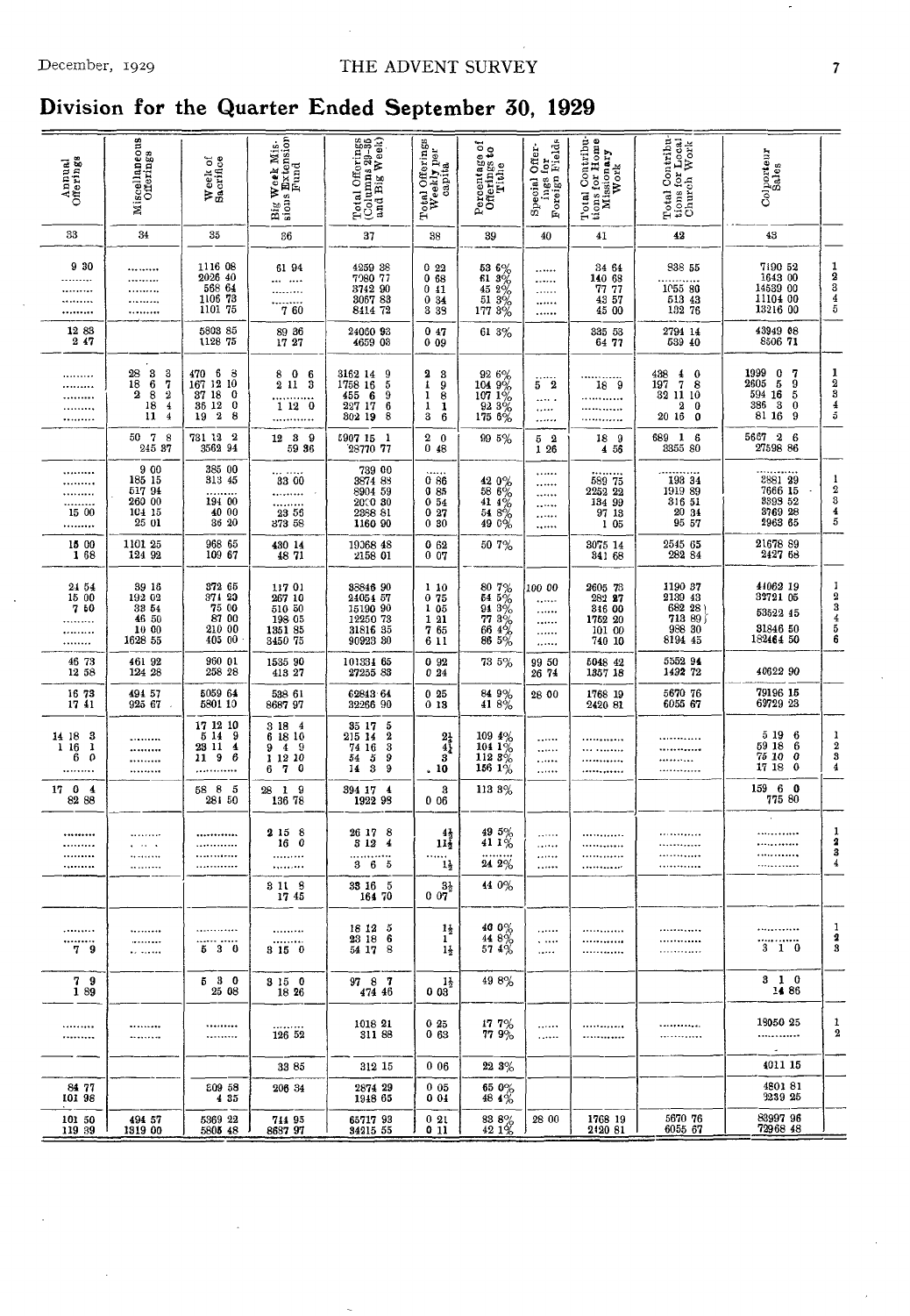# Division for the Quarter Ended September 30, 1929

| Annual Offerings | Miscellaneous Offerings | Week of Sacrifice | Big Week Missions Extension Fund | Total Offerings (Columns 29-36 and Big Week) | Total Offerings Weekly per capita | Percentage of Offerings to Tithe | Special Offerings for Foreign Fields | Total Contributions for Home Missionary Work | Total Contributions for Local Church Work | Colporteur Sales | |
|---|---|---|---|---|---|---|---|---|---|---|---|
| 33 | 34 | 35 | 36 | 37 | 38 | 39 | 40 | 41 | 42 | 43 | |
| 9 30 | ......... | 1116 08 | 61 94 | 4259 38 | 0 22 | 53 6% | ...... | 34 64 | 838 55 | 7190 52 | 1 |
| ......... | ......... | 2026 40 | ... .... | 7980 77 | 0 68 | 61 3% | ...... | 140 68 | ............ | 1643 00 | 2 |
| ......... | ......... | 568 64 | ......... | 3742 90 | 0 41 | 45 2% | ...... | 77 77 | 1055 80 | 14539 00 | 3 |
| ......... | ......... | 1106 73 | ......... | 3067 83 | 0 34 | 51 3% | ...... | 43 57 | 513 43 | 11104 00 | 4 |
| ......... | ......... | 1101 75 | 7 60 | 8414 72 | 3 38 | 177 3% | ...... | 45 00 | 182 76 | 13216 00 | 5 |
| 12 83 | | 5808 85 | 89 36 | 24050 93 | 0 47 | 61 3% | | 335 53 | 2794 14 | 43949 08 | |
| 2 47 | | 1128 75 | 17 27 | 4659 08 | 0 09 | | | 64 77 | 539 40 | 8506 71 | |
| ......... | 28 3 3 | 470 6 8 | 8 0 6 | 3162 14 9 | 2 3 | 92 6% | ...... | ............ | 438 4 0 | 1999 0 7 | 1 |
| ......... | 18 6 7 | 167 12 10 | 2 11 3 | 1758 16 5 | 1 9 | 104 9% | 5 2 | 18 9 | 197 7 8 | 2605 5 9 | 2 |
| ......... | 2 8 2 | 37 18 0 | ............ | 455 6 9 | 1 8 | 107 1% | .... . | ............ | 32 11 10 | 594 16 5 | 3 |
| ......... | 18 4 | 35 12 0 | 1 12 0 | 227 17 6 | 1 1 | 92 3% | .... | ............ | 2 0 | 386 3 0 | 4 |
| ......... | 11 4 | 19 2 8 | ............ | 302 19 8 | 3 6 | 175 6% | ...... | ............ | 20 16 0 | 81 16 9 | 5 |
| | 50 7 8 | 731 13 2 | 12 3 9 | 5907 15 1 | 2 0 | 99 5% | 5 2 | 18 9 | 689 1 6 | 5667 2 6 | |
| | 245 37 | 3562 94 | 59 36 | 28770 77 | 0 48 | | 1 26 | 4 56 | 3355 80 | 27598 86 | |
| ......... | 9 00 | 385 00 | ... ..... | 789 00 | ...... | ...... | ...... | ......... | ............ | ............ | 1 |
| ......... | 185 15 | 313 45 | 33 00 | 3874 88 | 0 86 | 42 0% | ...... | 589 75 | 193 34 | 2881 29 | 2 |
| ......... | 517 94 | ......... | ......... | 8904 59 | 0 85 | 58 6% | ...... | 2252 22 | 1919 89 | 7666 15 | 3 |
| ......... | 260 00 | 194 00 | ......... | 2000 30 | 0 54 | 41 4% | ...... | 134 99 | 316 51 | 8393 52 | 4 |
| 15 00 | 104 15 | 40 00 | 23 56 | 2368 81 | 0 27 | 54 8% | ...... | 97 13 | 20 34 | 3769 28 | 5 |
| ......... | 25 01 | 36 20 | 373 58 | 1160 90 | 0 30 | 49 0% | ...... | 1 05 | 95 57 | 2963 65 | 6 |
| 15 00 | 1101 25 | 968 65 | 430 14 | 19068 48 | 0 62 | 50 7% | | 3075 14 | 2545 65 | 21678 89 | |
| 1 68 | 124 92 | 109 67 | 48 71 | 2158 01 | 0 07 | | | 341 68 | 282 84 | 2427 68 | |
| 24 54 | 39 16 | 372 65 | 117 01 | 38846 90 | 1 10 | 80 7% | 100 00 | 2605 76 | 1190 37 | 44062 19 | 1 |
| 15 00 | 192 02 | 371 23 | 267 10 | 24054 57 | 0 75 | 54 5% | ...... | 282 27 | 2139 43 | 32721 05 | 2 |
| 7 50 | 33 54 | 75 00 | 510 50 | 15190 90 | 1 05 | 94 3% | ...... | 316 00 | 682 28 | 53522 45 | 3 |
| ......... | 46 50 | 87 00 | 198 05 | 12250 73 | 1 21 | 77 3% | ...... | 1762 20 | 713 89 | | 4 |
| ......... | 10 00 | 210 00 | 1351 85 | 31816 35 | 7 65 | 66 4% | ...... | 101 00 | 988 30 | 31846 50 | 5 |
| ......... | 1628 55 | 405 00 | 3450 75 | 90923 30 | 6 11 | 86 5% | ...... | 740 10 | 8194 45 | 182464 50 | 6 |
| 46 73 | 461 92 | 960 01 | 1535 90 | 101334 65 | 0 92 | 73 5% | 99 50 | 5048 42 | 5552 94 | 40622 90 | |
| 12 58 | 124 28 | 258 28 | 413 27 | 27255 83 | 0 24 | | 26 74 | 1357 18 | 1492 72 | | |
| 16 73 | 494 57 | 5059 64 | 538 61 | 62843 64 | 0 25 | 84 9% | 28 00 | 1768 19 | 5670 76 | 79196 15 | |
| 17 41 | 925 67 | 5801 10 | 8687 97 | 32266 90 | 0 13 | 41 8% | | 2420 81 | 6055 67 | 69729 23 | |
| 14 18 3 | ......... | 17 12 10 | 3 18 4 | 35 17 5 | 2¼ | 109 4% | ...... | ............ | ............ | 5 19 6 | 1 |
| 1 16 1 | ......... | 5 14 9 | 6 18 10 | 215 14 2 | 4¼ | 104 1% | ...... | ............ | ............ | 59 18 6 | 2 |
| 6 0 | ......... | 23 11 4 | 9 4 9 | 74 16 3 | 3 | 112 3% | ...... | ............ | ............ | 75 10 0 | 3 |
| ......... | ......... | 11 9 6 | 1 12 10 | 54 5 9 | .10 | 156 1% | ...... | ............ | ............ | 17 18 0 | 4 |
| | | ............ | 6 7 0 | 14 3 9 | | | | | | | |
| 17 0 4 | | 58 8 5 | 28 1 9 | 394 17 4 | 3 | 113 3% | | | | 159 6 0 | |
| 82 88 | | 281 50 | 136 78 | 1922 98 | 0 06 | | | | | 775 80 | |
| ......... | ......... | ............ | 2 15 8 | 26 17 8 | 4½ | 49 5% | ...... | ............ | ............ | ............ | 1 |
| ......... | ......... | ............ | 16 0 | 3 12 4 | 11½ | 41 1% | ...... | ............ | ............ | ............ | 2 |
| ......... | ......... | ............ | ......... | ............ | ...... | ......... | ...... | ............ | ............ | ............ | 3 |
| ......... | ......... | ............ | ......... | 3 6 5 | 1½ | 24 2% | ...... | ............ | ............ | ............ | 4 |
| | | | 3 11 8 | 33 16 5 | 3½ | 44 0% | | | | | |
| | | | 17 45 | 164 70 | 0 07 | | | | | | |
| ......... | ......... | ............ | ......... | 18 12 5 | 1½ | 40 0% | ...... | ............ | ............ | ............ | 1 |
| ......... | ......... | ............ | ......... | 23 18 6 | 1 | 44 8% | ...... | ............ | ............ | ............ | 2 |
| 7 9 | ......... | 5 3 0 | 3 15 0 | 54 17 8 | 1½ | 57 4% | ...... | ............ | ............ | 3 1 0 | 3 |
| 7 9 | | 5 3 0 | 3 15 0 | 97 8 7 | 1½ | 49 8% | | | | 3 1 0 | |
| 1 89 | | 25 08 | 18 26 | 474 46 | 0 03 | | | | | 14 86 | |
| ......... | ......... | ......... | ......... | 1018 21 | 0 25 | 17 7% | ...... | ............ | ............ | 19050 25 | 1 |
| ......... | ......... | ......... | 126 52 | 311 88 | 0 63 | 77 9% | ...... | ............ | ............ | ............ | 2 |
| | | | 33 85 | 312 15 | 0 06 | 22 3% | | | | 4011 15 | |
| 84 77 | | 509 58 | 206 34 | 2874 29 | 0 05 | 65 0% | | | | 4801 81 | |
| 101 98 | | 4 35 | | 1948 65 | 0 04 | 48 4% | | | | 9239 25 | |
| 101 50 | 494 57 | 5369 22 | 744 95 | 65717 93 | 0 21 | 83 8% | 28 00 | 1768 19 | 5670 76 | 83997 96 | |
| 119 39 | 1319 00 | 5805 48 | 8687 97 | 34215 55 | 0 11 | 42 1% | | 2420 81 | 6055 67 | 72968 48 | |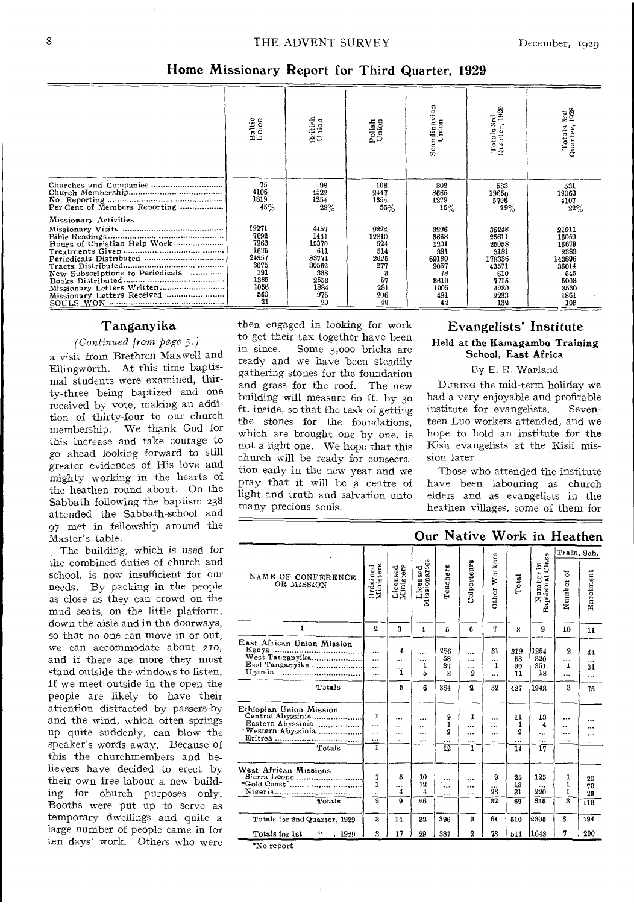## Home Missionary Report for Third Quarter, 1929

| | Baltic Union | British Union | Polish Union | Scandinavian Union | Totals 3rd Quarter, 1929 | Totals 3rd Quarter, 1928 |
|---|---|---|---|---|---|---|
| Churches and Companies | 75 | 98 | 108 | 302 | 583 | 531 |
| Church Membership | 4106 | 4522 | 2447 | 8665 | 19650 | 19063 |
| No. Reporting | 1819 | 1254 | 1354 | 1279 | 5706 | 4107 |
| Per Cent of Members Reporting | 45% | 28% | 55% | 15% | 29% | 22% |
| **Missionary Activities** | | | | | | |
| Missionary Visits | 19271 | 4457 | 9224 | 3296 | 36248 | 21011 |
| Bible Readings | 7692 | 1441 | 12810 | 3668 | 25611 | 16059 |
| Hours of Christian Help Work | 7963 | 15370 | 524 | 1201 | 25058 | 16679 |
| Treatments Given | 1675 | 611 | 514 | 381 | 3181 | 2383 |
| Periodicals Distributed | 24357 | 83774 | 2025 | 69180 | 179336 | 143896 |
| Tracts Distributed | 3675 | 30562 | 277 | 9057 | 43571 | 36014 |
| New Subscriptions to Periodicals | 191 | 338 | 3 | 78 | 610 | 545 |
| Books Distributed | 1385 | 2653 | 67 | 3610 | 7715 | 5003 |
| Missionary Letters Written | 1056 | 1884 | 281 | 1005 | 4230 | 3530 |
| Missionary Letters Received | 560 | 976 | 206 | 491 | 2233 | 1861 |
| SOULS WON | 21 | 20 | 49 | 42 | 132 | 108 |

## Tanganyika

*(Continued from page 5.)*

a visit from Brethren Maxwell and Ellingworth. At this time baptismal students were examined, thirty-three being baptized and one received by vote, making an addition of thirty-four to our church membership. We thank God for this increase and take courage to go ahead looking forward to still greater evidences of His love and mighty working in the hearts of the heathen round about. On the Sabbath following the baptism 238 attended the Sabbath-school and 97 met in fellowship around the Master's table.

The building, which is used for the combined duties of church and school, is now insufficient for our needs. By packing in the people as close as they can crowd on the mud seats, on the little platform, down the aisle and in the doorways, so that no one can move in or out, we can accommodate about 210, and if there are more they must stand outside the windows to listen. If we meet outside in the open the people are likely to have their attention distracted by passers-by and the wind, which often springs up quite suddenly, can blow the speaker's words away. Because of this the churchmembers and believers have decided to erect by their own free labour a new building for church purposes only. Booths were put up to serve as temporary dwellings and quite a large number of people came in for ten days' work. Others who were then engaged in looking for work to get their tax together have been in since. Some 3,000 bricks are ready and we have been steadily gathering stones for the foundation and grass for the roof. The new building will measure 60 ft. by 30 ft. inside, so that the task of getting the stones for the foundations, which are brought one by one, is not a light one. We hope that this church will be ready for consecration early in the new year and we pray that it will be a centre of light and truth and salvation unto many precious souls.

## Evangelists' Institute

### Held at the Kamagambo Training School, East Africa

By E. R. Warland

During the mid-term holiday we had a very enjoyable and profitable institute for evangelists. Seventeen Luo workers attended, and we hope to hold an institute for the Kisii evangelists at the Kisii mission later.

Those who attended the institute have been labouring as church elders and as evangelists in the heathen villages, some of them for

## Our Native Work in Heathen

| NAME OF CONFERENCE OR MISSION | Ordained Ministers | Licensed Ministers | Licensed Missionaries | Teachers | Colporteurs | Other Workers | Total | Number in Baptismal Class | Train. Sch. | |
|---|---|---|---|---|---|---|---|---|---|---|
| | | | | | | | | | Number of | Enrolment |
| 1 | 2 | 3 | 4 | 5 | 6 | 7 | 8 | 9 | 10 | 11 |
| **East African Union Mission** | | | | | | | | | | |
| Kenya | ... | 4 | ... | 286 | ... | 31 | 319 | 1254 | 2 | 44 |
| West Tanganyika | ... | ... | ... | 58 | ... | ... | 58 | 320 | ... | ... |
| East Tanganyika | ... | ... | 1 | 37 | ... | 1 | 39 | 351 | 1 | 31 |
| Uganda | ... | 1 | 5 | 3 | 2 | ... | 11 | 18 | ... | ... |
| Totals | | 5 | 6 | 384 | 2 | 32 | 427 | 1943 | 3 | 75 |
| **Ethiopian Union Mission** | | | | | | | | | | |
| Central Abyssinia | 1 | ... | ... | 9 | 1 | ... | 11 | 13 | ... | ... |
| Eastern Abyssinia | ... | ... | ... | 1 | ... | ... | 1 | 4 | ... | ... |
| *Western Abyssinia | ... | ... | ... | 2 | ... | ... | 2 | ... | ... | ... |
| Eritrea | ... | ... | ... | ... | ... | ... | ... | ... | ... | ... |
| Totals | 1 | | | 12 | 1 | | 14 | 17 | | |
| **West African Missions** | | | | | | | | | | |
| Sierra Leone | 1 | 5 | 10 | ... | ... | 9 | 25 | 125 | 1 | 20 |
| *Gold Coast | 1 | ... | 12 | ... | ... | ... | 13 | ... | 1 | 70 |
| Nigeria | ... | 4 | 4 | ... | ... | 23 | 31 | 220 | 1 | 29 |
| Totals | 2 | 9 | 26 | | | 32 | 69 | 345 | 3 | 119 |
| Totals for 2nd Quarter, 1929 | 3 | 14 | 32 | 396 | 3 | 64 | 510 | 2305 | 6 | 194 |
| Totals for 1st " , 1929 | 3 | 17 | 29 | 387 | 2 | 73 | 511 | 1648 | 7 | 200 |

*No report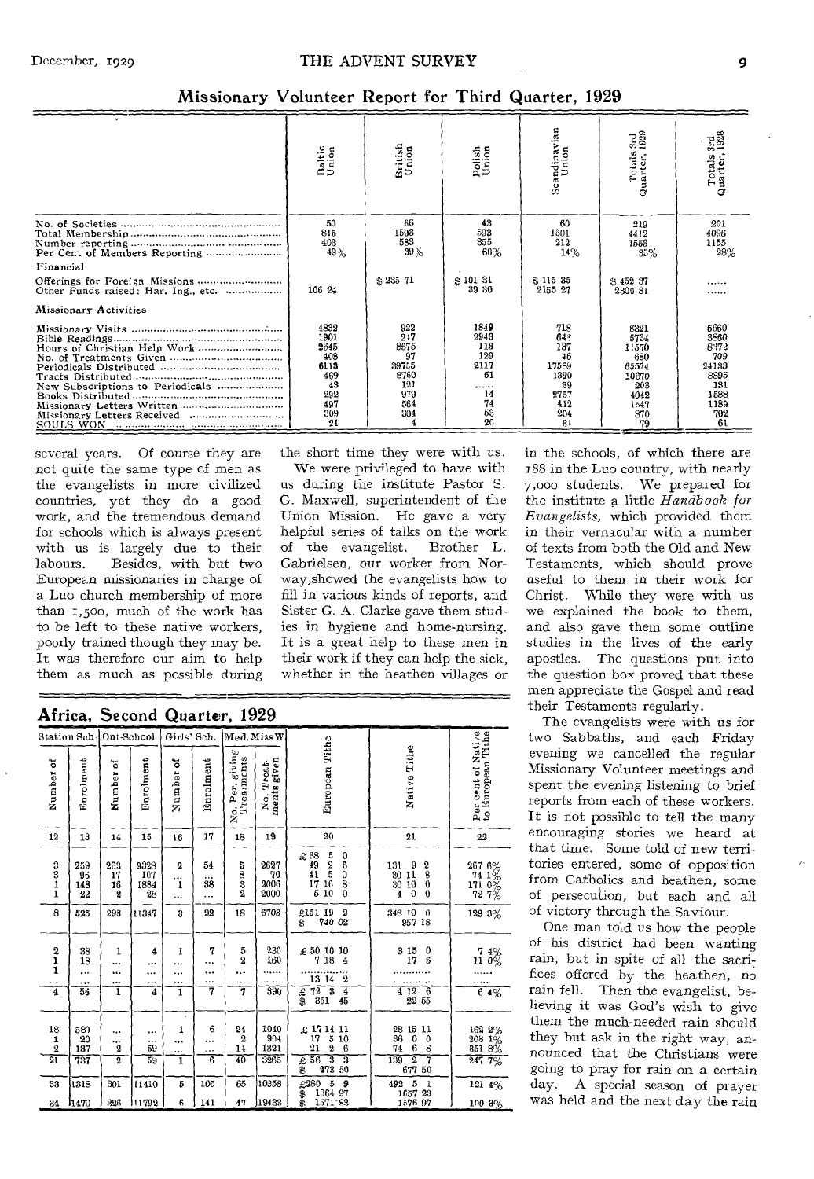## Missionary Volunteer Report for Third Quarter, 1929

| | Baltic Union | British Union | Polish Union | Scandinavian Union | Totals 3rd Quarter, 1929 | Totals 3rd Quarter, 1928 |
|---|---|---|---|---|---|---|
| No. of Societies | 50 | 66 | 43 | 60 | 219 | 201 |
| Total Membership | 816 | 1503 | 593 | 1501 | 4412 | 4096 |
| Number reporting | 403 | 583 | 355 | 212 | 1553 | 1155 |
| Per Cent of Members Reporting | 49% | 39% | 60% | 14% | 35% | 28% |
| **Financial** | | | | | | |
| Offerings for Foreign Missions | | $ 235 71 | $ 101 31 | $ 115 35 | $ 452 37 | ...... |
| Other Funds raised: Har. Ing., etc. | 106 24 | | 39 30 | 2155 27 | 2300 81 | ...... |
| **Missionary Activities** | | | | | | |
| Missionary Visits | 4832 | 922 | 1849 | 718 | 8321 | 6660 |
| Bible Readings | 1901 | 247 | 2943 | 642 | 5734 | 3860 |
| Hours of Christian Help Work | 2645 | 8675 | 113 | 137 | 11570 | 8172 |
| No. of Treatments Given | 408 | 97 | 129 | 46 | 680 | 709 |
| Periodicals Distributed | 6113 | 39755 | 2117 | 17589 | 65574 | 24133 |
| Tracts Distributed | 469 | 8760 | 61 | 1390 | 10670 | 8895 |
| New Subscriptions to Periodicals | 43 | 121 | ...... | 39 | 203 | 131 |
| Books Distributed | 292 | 979 | 14 | 2757 | 4042 | 1588 |
| Missionary Letters Written | 497 | 564 | 74 | 412 | 1547 | 1189 |
| Missionary Letters Received | 309 | 304 | 53 | 204 | 870 | 702 |
| SOULS WON | 21 | 4 | 20 | 34 | 79 | 61 |

several years. Of course they are not quite the same type of men as the evangelists in more civilized countries, yet they do a good work, and the tremendous demand for schools which is always present with us is largely due to their labours. Besides, with but two European missionaries in charge of a Luo church membership of more than 1,500, much of the work has to be left to these native workers, poorly trained though they may be. It was therefore our aim to help them as much as possible during the short time they were with us.

We were privileged to have with us during the institute Pastor S. G. Maxwell, superintendent of the Union Mission. He gave a very helpful series of talks on the work of the evangelist. Brother L. Gabrielsen, our worker from Norway, showed the evangelists how to fill in various kinds of reports, and Sister G. A. Clarke gave them studies in hygiene and home-nursing. It is a great help to these men in their work if they can help the sick, whether in the heathen villages or in the schools, of which there are 188 in the Luo country, with nearly 7,000 students. We prepared for the institute a little *Handbook for Evangelists,* which provided them in their vernacular with a number of texts from both the Old and New Testaments, which should prove useful to them in their work for Christ. While they were with us we explained the book to them, and also gave them some outline studies in the lives of the early apostles. The questions put into the question box proved that these men appreciate the Gospel and read their Testaments regularly.

The evangelists were with us for two Sabbaths, and each Friday evening we cancelled the regular Missionary Volunteer meetings and spent the evening listening to brief reports from each of these workers. It is not possible to tell the many encouraging stories we heard at that time. Some told of new territories entered, some of opposition from Catholics and heathen, some of persecution, but each and all of victory through the Saviour.

One man told us how the people of his district had been wanting rain, but in spite of all the sacrifices offered by the heathen, no rain fell. Then the evangelist, believing it was God's wish to give them the much-needed rain should they but ask in the right way, announced that the Christians were going to pray for rain on a certain day. A special season of prayer was held and the next day the rain

## Africa, Second Quarter, 1929

| Station Sch. | | Out-School | | Girls' Sch. | | Med. Miss W | | European Tithe | Native Tithe | Per cent of Native to European Tithe |
|---|---|---|---|---|---|---|---|---|---|---|
| Number of | Enrolment | Number of | Enrolment | Number of | Enrolment | No. Per. giving Treatments | No. Treatments given | | | |
| 12 | 13 | 14 | 15 | 16 | 17 | 18 | 19 | 20 | 21 | 22 |
| 3 | 259 | 263 | 9328 | 2 | 54 | 5 | 2627 | £ 38 5 0 | | |
| 3 | 96 | 17 | 107 | ... | ... | 8 | 70 | 49 2 6 | 131 9 2 | 267 6% |
| 1 | 148 | 16 | 1884 | 1 | 38 | 3 | 2006 | 41 5 0 | 30 11 8 | 74 1% |
| 1 | 22 | 2 | 28 | ... | ... | 2 | 2000 | 17 16 8 | 30 10 0 | 171 0% |
| | | | | | | | | 5 10 0 | 4 0 0 | 72 7% |
| 8 | 525 | 298 | 11347 | 3 | 92 | 18 | 6703 | £151 19 2 / $ 740 02 | 348 10 0 / 957 18 | 129 3% |
| 2 | 38 | 1 | 4 | 1 | 7 | 5 | 230 | £ 50 10 10 | 3 15 0 | 7 4% |
| 1 | 18 | ... | ... | ... | ... | 2 | 160 | 7 18 4 | 17 6 | 11 0% |
| 1 | ... | ... | ... | ... | ... | ... | ...... | ............ | ............ | ...... |
| ... | ... | ... | ... | ... | ... | ... | ...... | 13 14 2 | ............ | ...... |
| 4 | 56 | 1 | 4 | 1 | 7 | 7 | 390 | £ 72 3 4 / $ 351 45 | 4 12 6 / 22 55 | 6 4% |
| 18 | 580 | ... | ... | 1 | 6 | 24 | 1040 | £ 17 14 11 | 28 15 11 | 162 2% |
| 1 | 20 | ... | ... | ... | ... | 2 | 904 | 17 5 10 | 36 0 0 | 208 1% |
| 2 | 137 | 2 | 59 | ... | ... | 14 | 1321 | 21 2 6 | 74 6 8 | 351 8% |
| 21 | 737 | 2 | 59 | 1 | 6 | 40 | 3265 | £ 56 3 3 / $ 273 50 | 139 2 7 / 677 50 | 247 7% |
| 33 | 1318 | 301 | 11410 | 5 | 105 | 65 | 10358 | £280 5 9 / $ 1364 97 | 492 5 1 / 1657 23 | 121 4% |
| 34 | 1470 | 326 | 11792 | 6 | 141 | 47 | 19433 | $ 1571 83 | 1576 97 | 100 3% |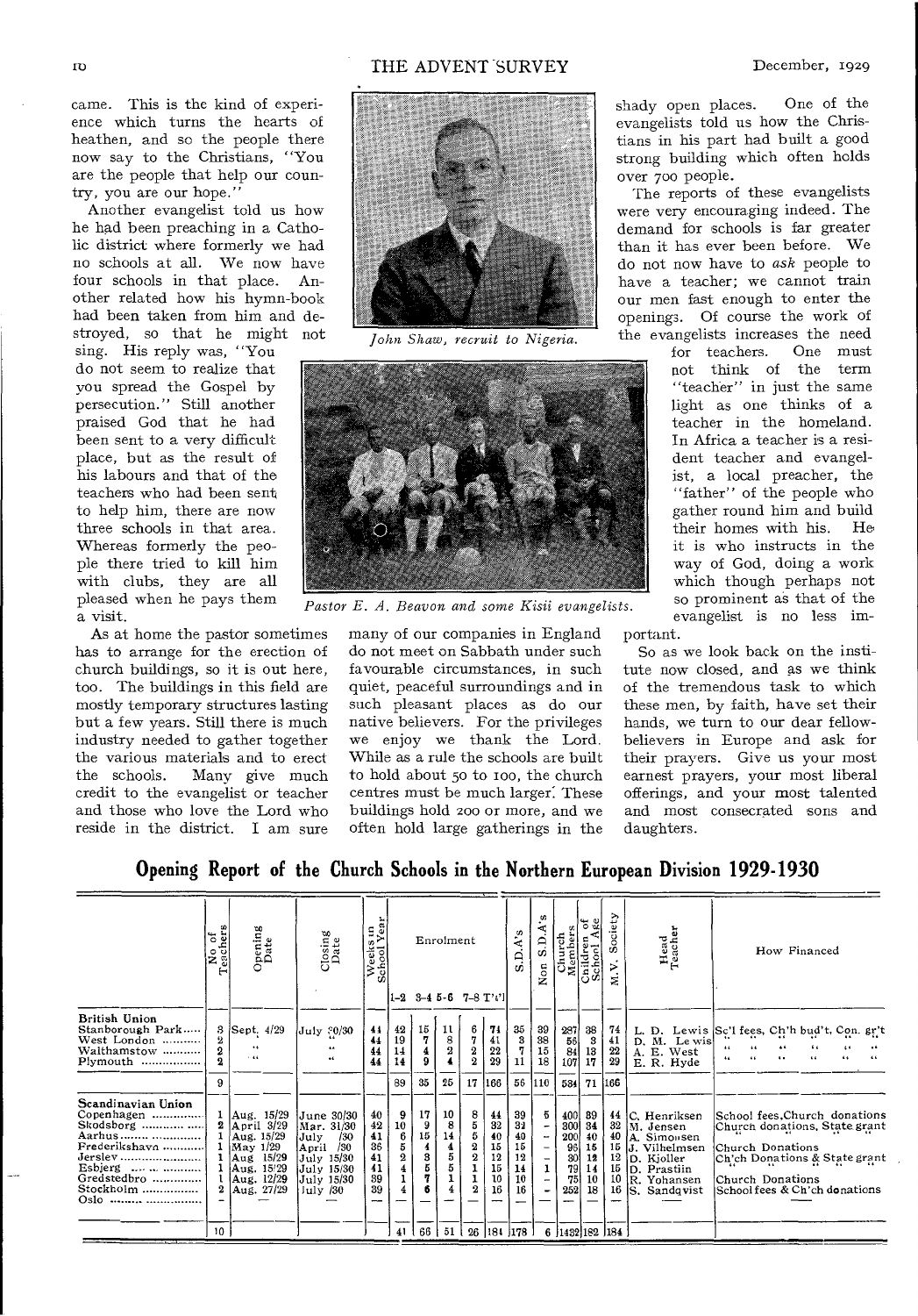came. This is the kind of experience which turns the hearts of heathen, and so the people there now say to the Christians, "You are the people that help our country, you are our hope."

Another evangelist told us how he had been preaching in a Catholic district where formerly we had no schools at all. We now have four schools in that place. Another related how his hymn-book had been taken from him and destroyed, so that he might not sing. His reply was, "You do not seem to realize that you spread the Gospel by persecution." Still another praised God that he had been sent to a very difficult place, but as the result of his labours and that of the teachers who had been sent to help him, there are now three schools in that area. Whereas formerly the people there tried to kill him with clubs, they are all pleased when he pays them a visit.

As at home the pastor sometimes has to arrange for the erection of church buildings, so it is out here, too. The buildings in this field are mostly temporary structures lasting but a few years. Still there is much industry needed to gather together the various materials and to erect the schools. Many give much credit to the evangelist or teacher and those who love the Lord who reside in the district. I am sure many of our companies in England do not meet on Sabbath under such favourable circumstances, in such quiet, peaceful surroundings and in such pleasant places as do our native believers. For the privileges we enjoy we thank the Lord. While as a rule the schools are built to hold about 50 to 100, the church centres must be much larger. These buildings hold 200 or more, and we often hold large gatherings in the shady open places. One of the evangelists told us how the Christians in his part had built a good strong building which often holds over 700 people.

*John Shaw, recruit to Nigeria.*

*Pastor E. A. Beavon and some Kisii evangelists.*

The reports of these evangelists were very encouraging indeed. The demand for schools is far greater than it has ever been before. We do not now have to *ask* people to have a teacher; we cannot train our men fast enough to enter the openings. Of course the work of the evangelists increases the need for teachers. One must not think of the term "teacher" in just the same light as one thinks of a teacher in the homeland. In Africa a teacher is a resident teacher and evangelist, a local preacher, the "father" of the people who gather round him and build their homes with his. He it is who instructs in the way of God, doing a work which though perhaps not so prominent as that of the evangelist is no less important.

So as we look back on the institute now closed, and as we think of the tremendous task to which these men, by faith, have set their hands, we turn to our dear fellow-believers in Europe and ask for their prayers. Give us your most earnest prayers, your most liberal offerings, and your most talented and most consecrated sons and daughters.

## Opening Report of the Church Schools in the Northern European Division 1929-1930

| | No. of Teachers | Opening Date | Closing Date | Weeks in School Year | Enrolment 1-2 | 3-4 | 5-6 | 7-8 | T't'l | S.D.A's | Non S.D.A's | Church Members | Children of School Age | M.V. Society | Head Teacher | How Financed |
|---|---|---|---|---|---|---|---|---|---|---|---|---|---|---|---|---|
| **British Union** | | | | | | | | | | | | | | | | |
| Stanborough Park | 3 | Sept. 4/29 | July 30/30 | 44 | 42 | 15 | 11 | 6 | 74 | 35 | 39 | 287 | 38 | 74 | L. D. Lewis | Sc'l fees, Ch'h bud't, Con. gr't |
| West London | 2 | " | " | 44 | 19 | 7 | 8 | 7 | 41 | 3 | 38 | 56 | 3 | 41 | D. M. Lewis | " " " " " " |
| Walthamstow | 2 | " | " | 44 | 14 | 4 | 2 | 2 | 22 | 7 | 15 | 84 | 13 | 22 | A. E. West | " " " " " " |
| Plymouth | 2 | " | " | 44 | 14 | 9 | 4 | 2 | 29 | 11 | 18 | 107 | 17 | 29 | E. R. Hyde | " " " " " " |
| | 9 | | | | 89 | 35 | 25 | 17 | 166 | 56 | 110 | 534 | 71 | 166 | | |
| **Scandinavian Union** | | | | | | | | | | | | | | | | |
| Copenhagen | 1 | Aug. 15/29 | June 30/30 | 40 | 9 | 17 | 10 | 8 | 44 | 39 | 5 | 400 | 39 | 44 | C. Henriksen | School fees, Church donations |
| Skodsborg | 2 | April 3/29 | Mar. 31/30 | 42 | 10 | 9 | 8 | 5 | 32 | 32 | – | 300 | 34 | 32 | M. Jensen | Church donations, State grant |
| Aarhus | 1 | Aug. 15/29 | July /30 | 41 | 6 | 15 | 14 | 5 | 40 | 40 | – | 200 | 40 | 40 | A. Simonsen | " " " " |
| Frederikshavn | 1 | May 1/29 | April /30 | 36 | 5 | 4 | 4 | 2 | 15 | 15 | – | 96 | 15 | 15 | J. Vilhelmsen | Church Donations |
| Jerslev | 1 | Aug. 15/29 | July 15/30 | 41 | 2 | 3 | 5 | 2 | 12 | 12 | – | 30 | 12 | 12 | D. Kjoller | Ch'ch Donations & State grant |
| Esbjerg | 1 | Aug. 15/29 | July 15/30 | 41 | 4 | 5 | 5 | 1 | 15 | 14 | 1 | 79 | 14 | 15 | D. Prastiin | " " " " |
| Gredstedbro | 1 | Aug. 12/29 | July 15/30 | 39 | 1 | 7 | 1 | 1 | 10 | 10 | – | 75 | 10 | 10 | R. Yohansen | Church Donations |
| Stockholm | 2 | Aug. 27/29 | July /30 | 39 | 4 | 6 | 4 | 2 | 16 | 16 | – | 252 | 18 | 16 | S. Sandqvist | School fees & Ch'ch donations |
| Oslo | – | | — | — | | | | | | | | | | | — | — |
| | 10 | | | | 41 | 66 | 51 | 26 | 184 | 178 | 6 | 1432 | 182 | 184 | | |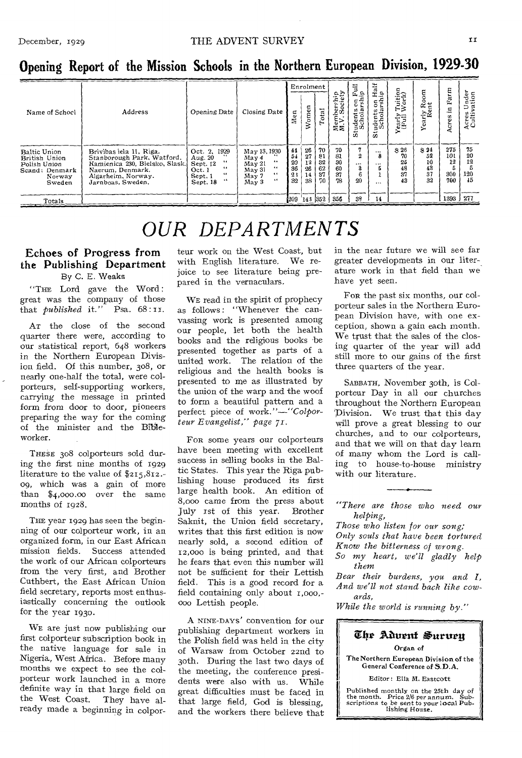## Opening Report of the Mission Schools in the Northern European Division, 1929-30

| Name of School | Address | Opening Date | Closing Date | Enrolment | | | Membership M.V. Society | Students on Full Scholarship | Students on Half Scholarship | Yearly Tuition (Full Work) | Yearly Room Rent | Acres in Farm | Acres Under Cultivation |
|---|---|---|---|---|---|---|---|---|---|---|---|---|---|
| | | | | Men | Women | Total | | | | | | | |
| Baltic Union | Brivibas iela 11, Riga. | Oct. 2, 1929 | May 13, 1930 | 44 | 26 | 70 | 70 | 7 | ... | $ 26 | $ 24 | 275 | 75 |
| British Union | Stanborough Park, Watford. | Aug. 20 " | May 4 " | 54 | 27 | 81 | 81 | 2 | 8 | 70 | 52 | 101 | 20 |
| Polish Union | Kamienica 230, Bielsko, Slask. | Sept. 12 " | May 21 " | 20 | 12 | 32 | 30 | ... | ... | 25 | 10 | 12 | 12 |
| Scand: Denmark | Naerum, Denmark. | Oct. 1 " | May 31 " | 36 | 26 | 62 | 60 | 3 | 5 | 48 | 43 | 5 | 5 |
| Norway | Algarheim, Norway. | Sept. 1 " | May 7 " | 23 | 14 | 37 | 37 | 6 | 1 | 37 | 37 | 300 | 120 |
| Sweden | Jarnboas, Sweden. | Sept. 18 " | May 3 " | 32 | 38 | 70 | 78 | 20 | ... | 43 | 32 | 700 | 45 |
| Totals | | | | 209 | 143 | 352 | 356 | 39 | 14 | | | 1393 | 277 |

# OUR DEPARTMENTS

### Echoes of Progress from the Publishing Department

By C. E. Weaks

"The Lord gave the Word: great was the company of those that *published* it." Psa. 68:11.

At the close of the second quarter there were, according to our statistical report, 648 workers in the Northern European Division field. Of this number, 308, or nearly one-half the total, were colporteurs, self-supporting workers, carrying the message in printed form from door to door, pioneers preparing the way for the coming of the minister and the Bible-worker.

These 308 colporteurs sold during the first nine months of 1929 literature to the value of $215,812.09, which was a gain of more than $4,000.00 over the same months of 1928.

The year 1929 has seen the beginning of our colporteur work, in an organized form, in our East African mission fields. Success attended the work of our African colporteurs from the very first, and Brother Cuthbert, the East African Union field secretary, reports most enthusiastically concerning the outlook for the year 1930.

We are just now publishing our first colporteur subscription book in the native language for sale in Nigeria, West Africa. Before many months we expect to see the colporteur work launched in a more definite way in that large field on the West Coast. They have already made a beginning in colporteur work on the West Coast, but with English literature. We rejoice to see literature being prepared in the vernaculars.

We read in the spirit of prophecy as follows: "Whenever the canvassing work is presented among our people, let both the health books and the religious books be presented together as parts of a united work. The relation of the religious and the health books is presented to me as illustrated by the union of the warp and the woof to form a beautiful pattern and a perfect piece of work."—*"Colporteur Evangelist," page 71.*

For some years our colporteurs have been meeting with excellent success in selling books in the Baltic States. This year the Riga publishing house produced its first large health book. An edition of 8,000 came from the press about July 1st of this year. Brother Saknit, the Union field secretary, writes that this first edition is now nearly sold, a second edition of 12,000 is being printed, and that he fears that even this number will not be sufficient for their Lettish field. This is a good record for a field containing only about 1,000,000 Lettish people.

A nine-days' convention for our publishing department workers in the Polish field was held in the city of Warsaw from October 22nd to 30th. During the last two days of the meeting, the conference presidents were also with us. While great difficulties must be faced in that large field, God is blessing, and the workers there believe that in the near future we will see far greater developments in our literature work in that field than we have yet seen.

For the past six months, our colporteur sales in the Northern European Division have, with one exception, shown a gain each month. We trust that the sales of the closing quarter of the year will add still more to our gains of the first three quarters of the year.

Sabbath, November 30th, is Colporteur Day in all our churches throughout the Northern European Division. We trust that this day will prove a great blessing to our churches, and to our colporteurs, and that we will on that day learn of many whom the Lord is calling to house-to-house ministry with our literature.

---

*"There are those who need our helping,*
*Those who listen for our song;*
*Only souls that have been tortured*
*Know the bitterness of wrong.*
*So my heart, we'll gladly help them*
*Bear their burdens, you and I,*
*And we'll not stand back like cowards,*
*While the world is running by."*

---

**The Advent Survey**

Organ of

The Northern European Division of the General Conference of S.D.A.

Editor: Ella M. Eastcott

Published monthly on the 25th day of the month. Price 2/6 per annum. Subscriptions to be sent to your local Publishing House.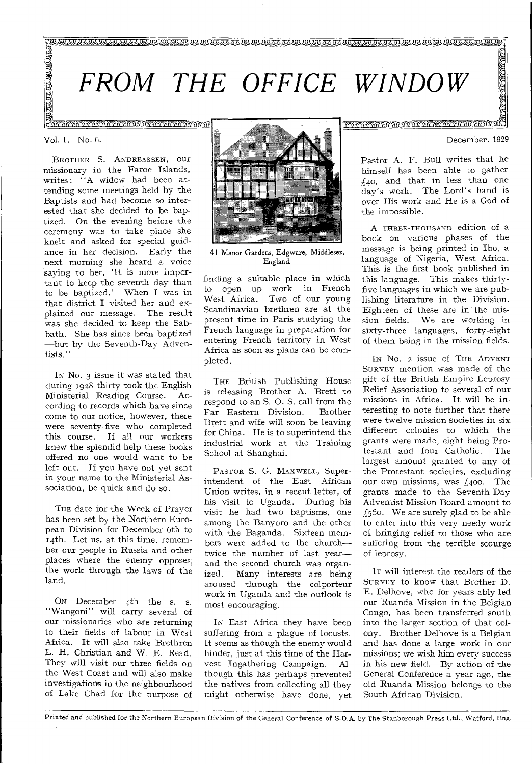# FROM THE OFFICE WINDOW

Vol. 1. No. 6. December, 1929

BROTHER S. ANDREASSEN, our missionary in the Faroe Islands, writes: "A widow had been attending some meetings held by the Baptists and had become so interested that she decided to be baptized. On the evening before the ceremony was to take place she knelt and asked for special guidance in her decision. Early the next morning she heard a voice saying to her, 'It is more important to keep the seventh day than to be baptized.' When I was in that district I visited her and explained our message. The result was she decided to keep the Sabbath. She has since been baptized —but by the Seventh-Day Adventists."

IN No. 3 issue it was stated that during 1928 thirty took the English Ministerial Reading Course. According to records which have since come to our notice, however, there were seventy-five who completed this course. If all our workers knew the splendid help these books offered no one would want to be left out. If you have not yet sent in your name to the Ministerial Association, be quick and do so.

THE date for the Week of Prayer has been set by the Northern European Division for December 6th to 14th. Let us, at this time, remember our people in Russia and other places where the enemy opposes the work through the laws of the land.

ON December 4th the s. s. "Wangoni" will carry several of our missionaries who are returning to their fields of labour in West Africa. It will also take Brethren L. H. Christian and W. E. Read. They will visit our three fields on the West Coast and will also make investigations in the neighbourhood of Lake Chad for the purpose of finding a suitable place in which to open up work in French West Africa. Two of our young Scandinavian brethren are at the present time in Paris studying the French language in preparation for entering French territory in West Africa as soon as plans can be completed.

41 Manor Gardens, Edgware, Middlesex, England.

THE British Publishing House is releasing Brother A. Brett to respond to an S. O. S. call from the Far Eastern Division. Brother Brett and wife will soon be leaving for China. He is to superintend the industrial work at the Training School at Shanghai.

PASTOR S. G. MAXWELL, Superintendent of the East African Union writes, in a recent letter, of his visit to Uganda. During his visit he had two baptisms, one among the Banyoro and the other with the Baganda. Sixteen members were added to the church—twice the number of last year—and the second church was organized. Many interests are being aroused through the colporteur work in Uganda and the outlook is most encouraging.

IN East Africa they have been suffering from a plague of locusts. It seems as though the enemy would hinder, just at this time of the Harvest Ingathering Campaign. Although this has perhaps prevented the natives from collecting all they might otherwise have done, yet Pastor A. F. Bull writes that he himself has been able to gather £40, and that in less than one day's work. The Lord's hand is over His work and He is a God of the impossible.

A THREE-THOUSAND edition of a book on various phases of the message is being printed in Ibo, a language of Nigeria, West Africa. This is the first book published in this language. This makes thirty-five languages in which we are publishing literature in the Division. Eighteen of these are in the mission fields. We are working in sixty-three languages, forty-eight of them being in the mission fields.

IN No. 2 issue of THE ADVENT SURVEY mention was made of the gift of the British Empire Leprosy Relief Association to several of our missions in Africa. It will be interesting to note further that there were twelve mission societies in six different colonies to which the grants were made, eight being Protestant and four Catholic. The largest amount granted to any of the Protestant societies, excluding our own missions, was £400. The grants made to the Seventh-Day Adventist Mission Board amount to £560. We are surely glad to be able to enter into this very needy work of bringing relief to those who are suffering from the terrible scourge of leprosy.

IT will interest the readers of the SURVEY to know that Brother D. E. Delhove, who for years ably led our Ruanda Mission in the Belgian Congo, has been transferred south into the larger section of that colony. Brother Delhove is a Belgian and has done a large work in our missions; we wish him every success in his new field. By action of the General Conference a year ago, the old Ruanda Mission belongs to the South African Division.

Printed and published for the Northern European Division of the General Conference of S.D.A. by The Stanborough Press Ltd., Watford, Eng.